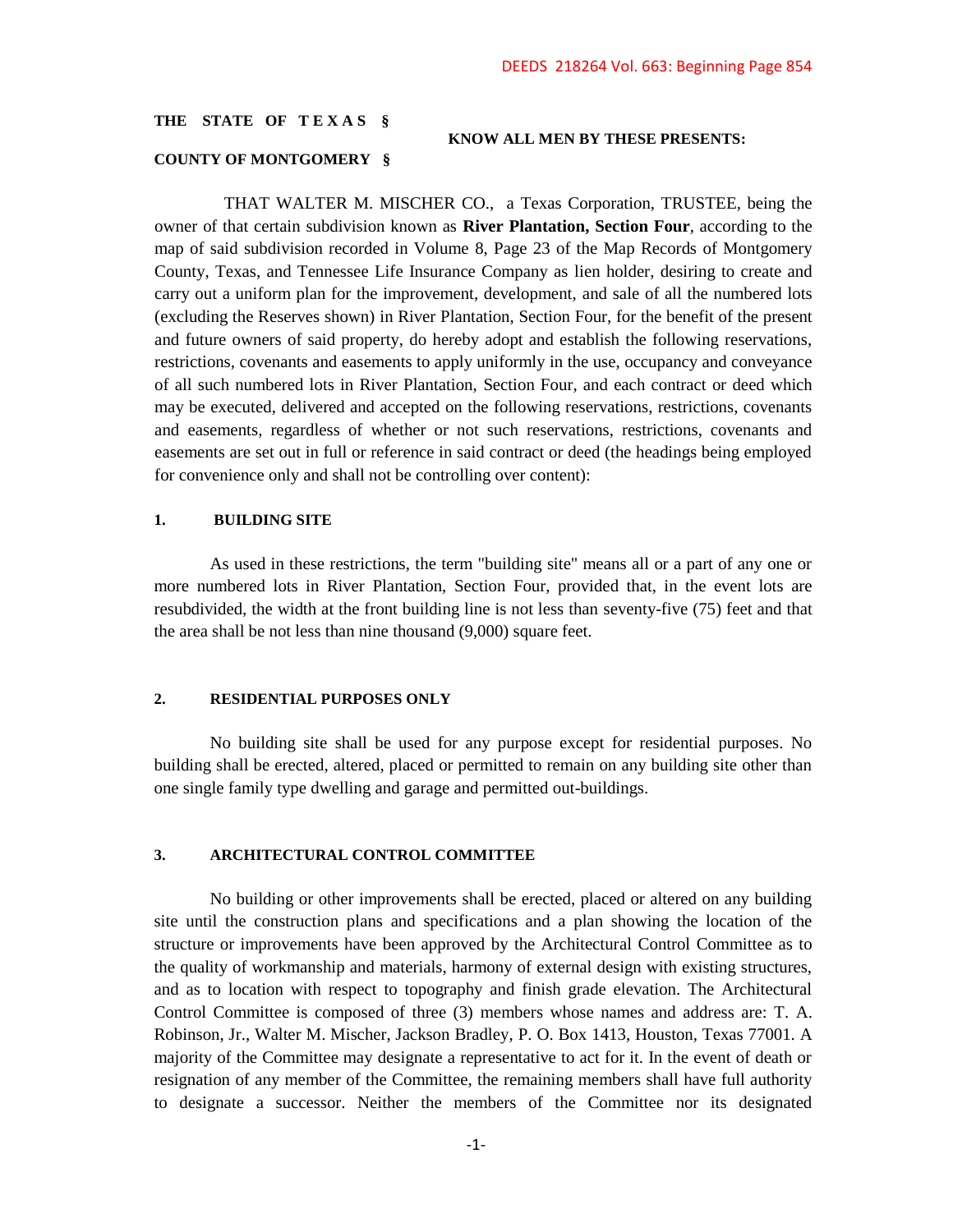DEEDS 218264 Vol. 663: Beginning Page 854

**THE STATE OF T E X A S §**

**KNOW ALL MEN BY THESE PRESENTS:**

**COUNTY OF MONTGOMERY §**

THAT WALTER M. MISCHER CO., a Texas Corporation, TRUSTEE, being the owner of that certain subdivision known as **River Plantation, Section Four**, according to the map of said subdivision recorded in Volume 8, Page 23 of the Map Records of Montgomery County, Texas, and Tennessee Life Insurance Company as lien holder, desiring to create and carry out a uniform plan for the improvement, development, and sale of all the numbered lots (excluding the Reserves shown) in River Plantation, Section Four, for the benefit of the present and future owners of said property, do hereby adopt and establish the following reservations, restrictions, covenants and easements to apply uniformly in the use, occupancy and conveyance of all such numbered lots in River Plantation, Section Four, and each contract or deed which may be executed, delivered and accepted on the following reservations, restrictions, covenants and easements, regardless of whether or not such reservations, restrictions, covenants and easements are set out in full or reference in said contract or deed (the headings being employed for convenience only and shall not be controlling over content):

**1. BUILDING SITE**

As used in these restrictions, the term "building site" means all or a part of any one or more numbered lots in River Plantation, Section Four, provided that, in the event lots are resubdivided, the width at the front building line is not less than seventy-five (75) feet and that the area shall be not less than nine thousand (9,000) square feet.

**2. RESIDENTIAL PURPOSES ONLY**

No building site shall be used for any purpose except for residential purposes. No building shall be erected, altered, placed or permitted to remain on any building site other than one single family type dwelling and garage and permitted out-buildings.

**3. ARCHITECTURAL CONTROL COMMITTEE**

No building or other improvements shall be erected, placed or altered on any building site until the construction plans and specifications and a plan showing the location of the structure or improvements have been approved by the Architectural Control Committee as to the quality of workmanship and materials, harmony of external design with existing structures, and as to location with respect to topography and finish grade elevation. The Architectural Control Committee is composed of three (3) members whose names and address are: T. A. Robinson, Jr., Walter M. Mischer, Jackson Bradley, P. O. Box 1413, Houston, Texas 77001. A majority of the Committee may designate a representative to act for it. In the event of death or resignation of any member of the Committee, the remaining members shall have full authority to designate a successor. Neither the members of the Committee nor its designated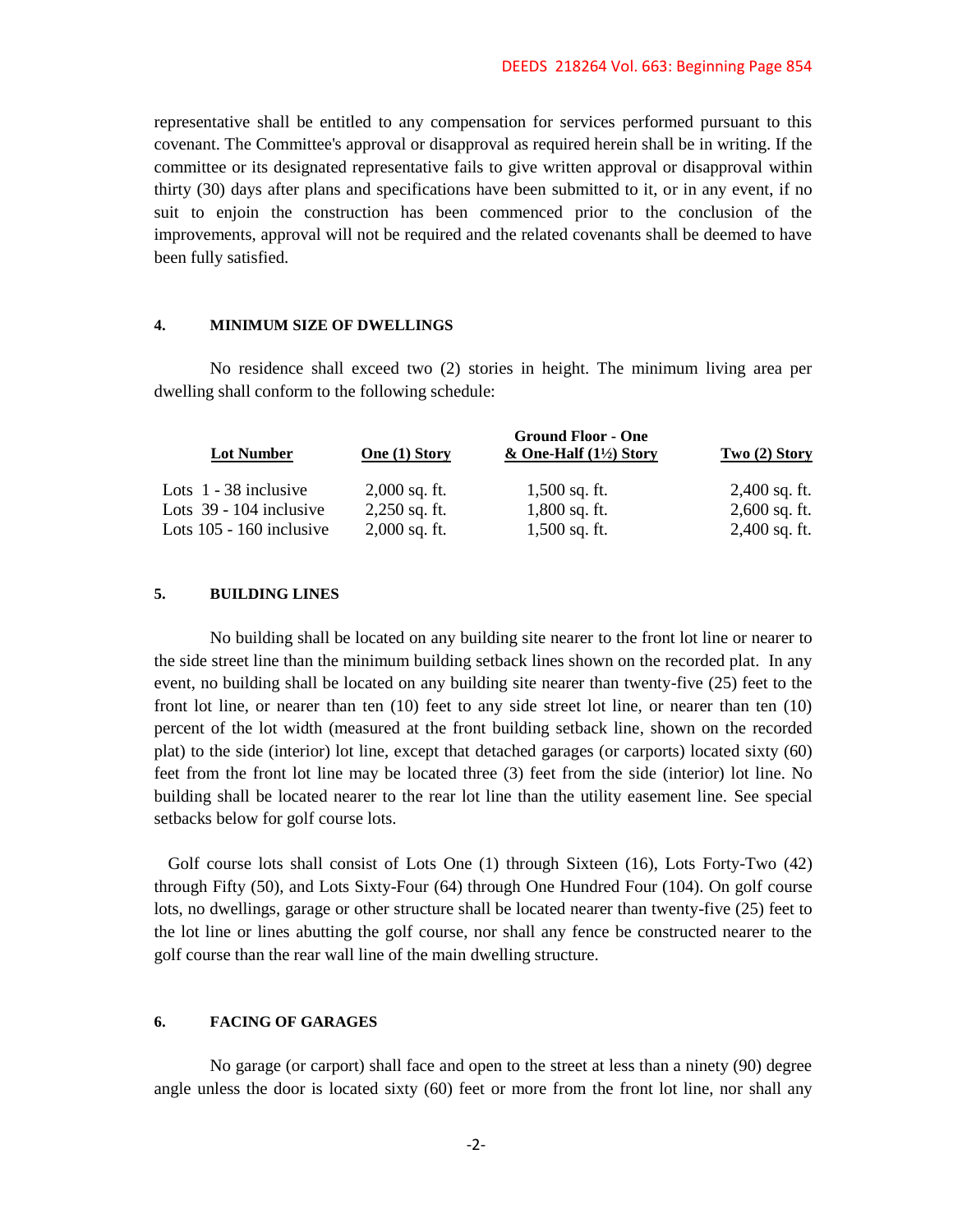representative shall be entitled to any compensation for services performed pursuant to this covenant. The Committee's approval or disapproval as required herein shall be in writing. If the committee or its designated representative fails to give written approval or disapproval within thirty (30) days after plans and specifications have been submitted to it, or in any event, if no suit to enjoin the construction has been commenced prior to the conclusion of the improvements, approval will not be required and the related covenants shall be deemed to have been fully satisfied.

**4. MINIMUM SIZE OF DWELLINGS**

No residence shall exceed two (2) stories in height. The minimum living area per dwelling shall conform to the following schedule:

| Lot Number | One (1) Story | Ground Floor - One & One-Half (1½) Story | Two (2) Story |
|---|---|---|---|
| Lots 1 - 38 inclusive | 2,000 sq. ft. | 1,500 sq. ft. | 2,400 sq. ft. |
| Lots 39 - 104 inclusive | 2,250 sq. ft. | 1,800 sq. ft. | 2,600 sq. ft. |
| Lots 105 - 160 inclusive | 2,000 sq. ft. | 1,500 sq. ft. | 2,400 sq. ft. |

**5. BUILDING LINES**

No building shall be located on any building site nearer to the front lot line or nearer to the side street line than the minimum building setback lines shown on the recorded plat. In any event, no building shall be located on any building site nearer than twenty-five (25) feet to the front lot line, or nearer than ten (10) feet to any side street lot line, or nearer than ten (10) percent of the lot width (measured at the front building setback line, shown on the recorded plat) to the side (interior) lot line, except that detached garages (or carports) located sixty (60) feet from the front lot line may be located three (3) feet from the side (interior) lot line. No building shall be located nearer to the rear lot line than the utility easement line. See special setbacks below for golf course lots.

Golf course lots shall consist of Lots One (1) through Sixteen (16), Lots Forty-Two (42) through Fifty (50), and Lots Sixty-Four (64) through One Hundred Four (104). On golf course lots, no dwellings, garage or other structure shall be located nearer than twenty-five (25) feet to the lot line or lines abutting the golf course, nor shall any fence be constructed nearer to the golf course than the rear wall line of the main dwelling structure.

**6. FACING OF GARAGES**

No garage (or carport) shall face and open to the street at less than a ninety (90) degree angle unless the door is located sixty (60) feet or more from the front lot line, nor shall any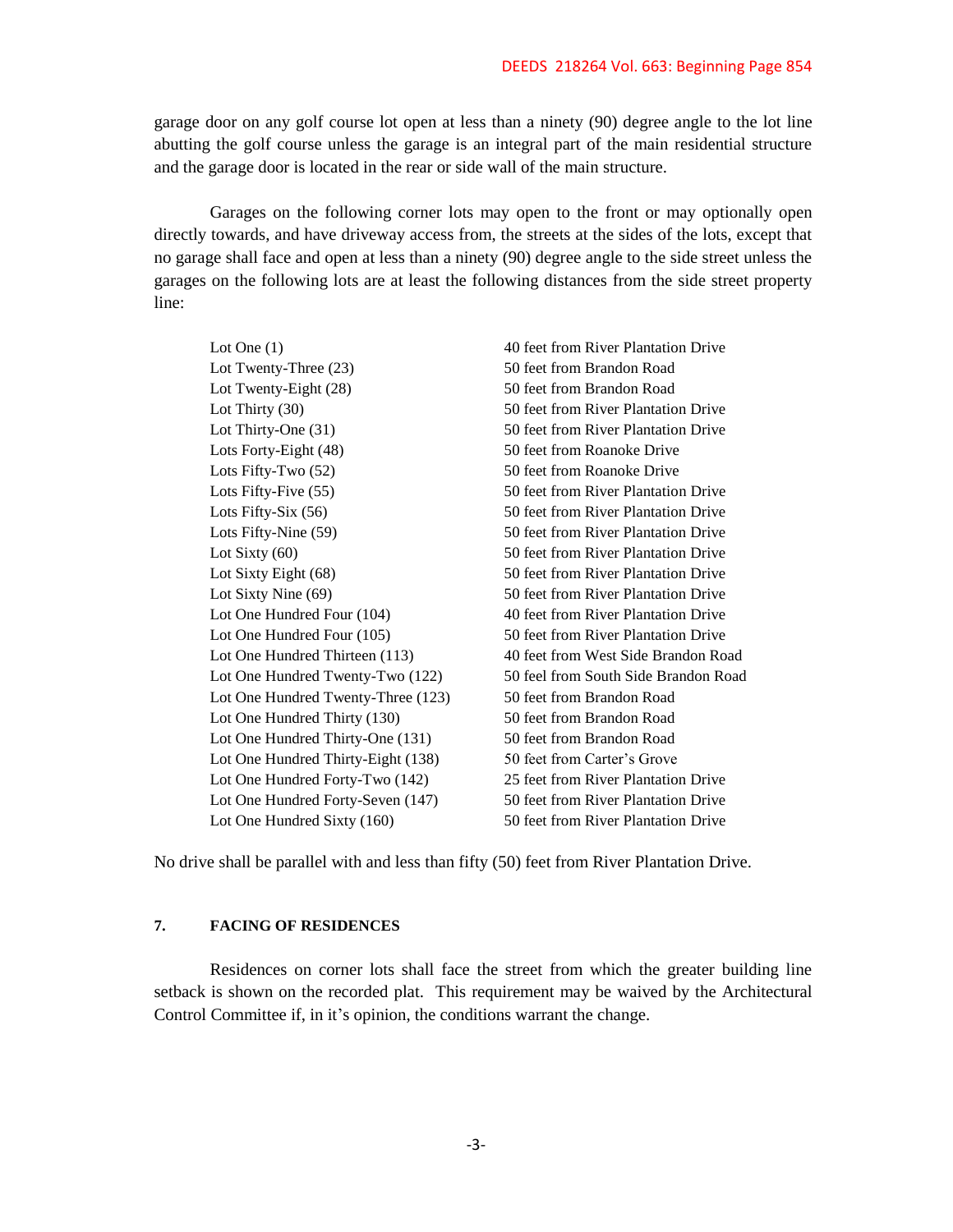garage door on any golf course lot open at less than a ninety (90) degree angle to the lot line abutting the golf course unless the garage is an integral part of the main residential structure and the garage door is located in the rear or side wall of the main structure.

Garages on the following corner lots may open to the front or may optionally open directly towards, and have driveway access from, the streets at the sides of the lots, except that no garage shall face and open at less than a ninety (90) degree angle to the side street unless the garages on the following lots are at least the following distances from the side street property line:

| | |
|---|---|
| Lot One (1) | 40 feet from River Plantation Drive |
| Lot Twenty-Three (23) | 50 feet from Brandon Road |
| Lot Twenty-Eight (28) | 50 feet from Brandon Road |
| Lot Thirty (30) | 50 feet from River Plantation Drive |
| Lot Thirty-One (31) | 50 feet from River Plantation Drive |
| Lots Forty-Eight (48) | 50 feet from Roanoke Drive |
| Lots Fifty-Two (52) | 50 feet from Roanoke Drive |
| Lots Fifty-Five (55) | 50 feet from River Plantation Drive |
| Lots Fifty-Six (56) | 50 feet from River Plantation Drive |
| Lots Fifty-Nine (59) | 50 feet from River Plantation Drive |
| Lot Sixty (60) | 50 feet from River Plantation Drive |
| Lot Sixty Eight (68) | 50 feet from River Plantation Drive |
| Lot Sixty Nine (69) | 50 feet from River Plantation Drive |
| Lot One Hundred Four (104) | 40 feet from River Plantation Drive |
| Lot One Hundred Four (105) | 50 feet from River Plantation Drive |
| Lot One Hundred Thirteen (113) | 40 feet from West Side Brandon Road |
| Lot One Hundred Twenty-Two (122) | 50 feel from South Side Brandon Road |
| Lot One Hundred Twenty-Three (123) | 50 feet from Brandon Road |
| Lot One Hundred Thirty (130) | 50 feet from Brandon Road |
| Lot One Hundred Thirty-One (131) | 50 feet from Brandon Road |
| Lot One Hundred Thirty-Eight (138) | 50 feet from Carter's Grove |
| Lot One Hundred Forty-Two (142) | 25 feet from River Plantation Drive |
| Lot One Hundred Forty-Seven (147) | 50 feet from River Plantation Drive |
| Lot One Hundred Sixty (160) | 50 feet from River Plantation Drive |

No drive shall be parallel with and less than fifty (50) feet from River Plantation Drive.

## 7. FACING OF RESIDENCES

Residences on corner lots shall face the street from which the greater building line setback is shown on the recorded plat. This requirement may be waived by the Architectural Control Committee if, in it's opinion, the conditions warrant the change.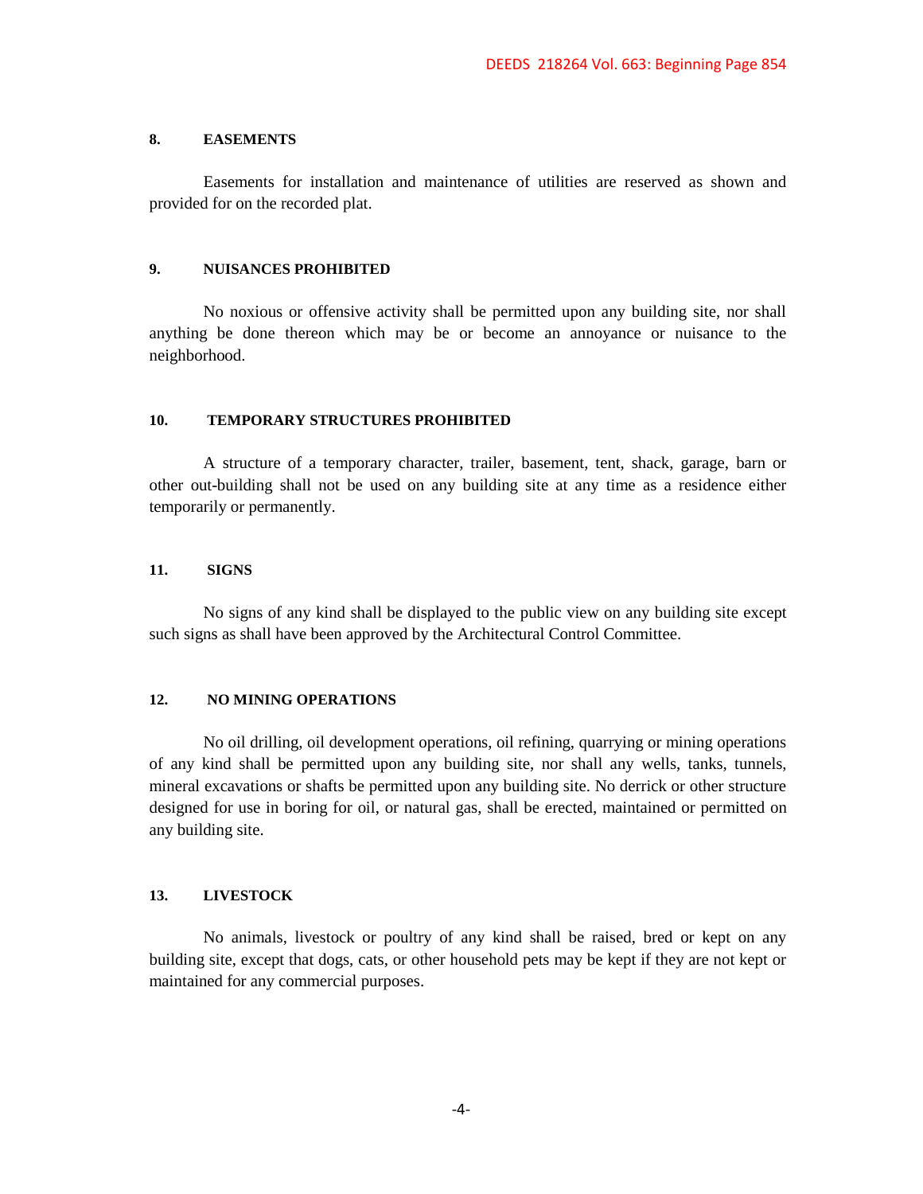**8. EASEMENTS**

Easements for installation and maintenance of utilities are reserved as shown and provided for on the recorded plat.

**9. NUISANCES PROHIBITED**

No noxious or offensive activity shall be permitted upon any building site, nor shall anything be done thereon which may be or become an annoyance or nuisance to the neighborhood.

**10. TEMPORARY STRUCTURES PROHIBITED**

A structure of a temporary character, trailer, basement, tent, shack, garage, barn or other out-building shall not be used on any building site at any time as a residence either temporarily or permanently.

**11. SIGNS**

No signs of any kind shall be displayed to the public view on any building site except such signs as shall have been approved by the Architectural Control Committee.

**12. NO MINING OPERATIONS**

No oil drilling, oil development operations, oil refining, quarrying or mining operations of any kind shall be permitted upon any building site, nor shall any wells, tanks, tunnels, mineral excavations or shafts be permitted upon any building site. No derrick or other structure designed for use in boring for oil, or natural gas, shall be erected, maintained or permitted on any building site.

**13. LIVESTOCK**

No animals, livestock or poultry of any kind shall be raised, bred or kept on any building site, except that dogs, cats, or other household pets may be kept if they are not kept or maintained for any commercial purposes.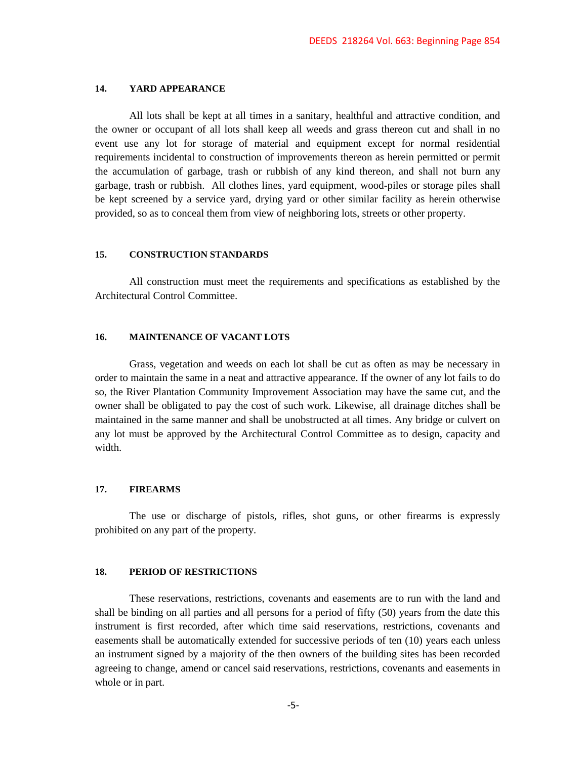## 14. YARD APPEARANCE

All lots shall be kept at all times in a sanitary, healthful and attractive condition, and the owner or occupant of all lots shall keep all weeds and grass thereon cut and shall in no event use any lot for storage of material and equipment except for normal residential requirements incidental to construction of improvements thereon as herein permitted or permit the accumulation of garbage, trash or rubbish of any kind thereon, and shall not burn any garbage, trash or rubbish. All clothes lines, yard equipment, wood-piles or storage piles shall be kept screened by a service yard, drying yard or other similar facility as herein otherwise provided, so as to conceal them from view of neighboring lots, streets or other property.

## 15. CONSTRUCTION STANDARDS

All construction must meet the requirements and specifications as established by the Architectural Control Committee.

## 16. MAINTENANCE OF VACANT LOTS

Grass, vegetation and weeds on each lot shall be cut as often as may be necessary in order to maintain the same in a neat and attractive appearance. If the owner of any lot fails to do so, the River Plantation Community Improvement Association may have the same cut, and the owner shall be obligated to pay the cost of such work. Likewise, all drainage ditches shall be maintained in the same manner and shall be unobstructed at all times. Any bridge or culvert on any lot must be approved by the Architectural Control Committee as to design, capacity and width.

## 17. FIREARMS

The use or discharge of pistols, rifles, shot guns, or other firearms is expressly prohibited on any part of the property.

## 18. PERIOD OF RESTRICTIONS

These reservations, restrictions, covenants and easements are to run with the land and shall be binding on all parties and all persons for a period of fifty (50) years from the date this instrument is first recorded, after which time said reservations, restrictions, covenants and easements shall be automatically extended for successive periods of ten (10) years each unless an instrument signed by a majority of the then owners of the building sites has been recorded agreeing to change, amend or cancel said reservations, restrictions, covenants and easements in whole or in part.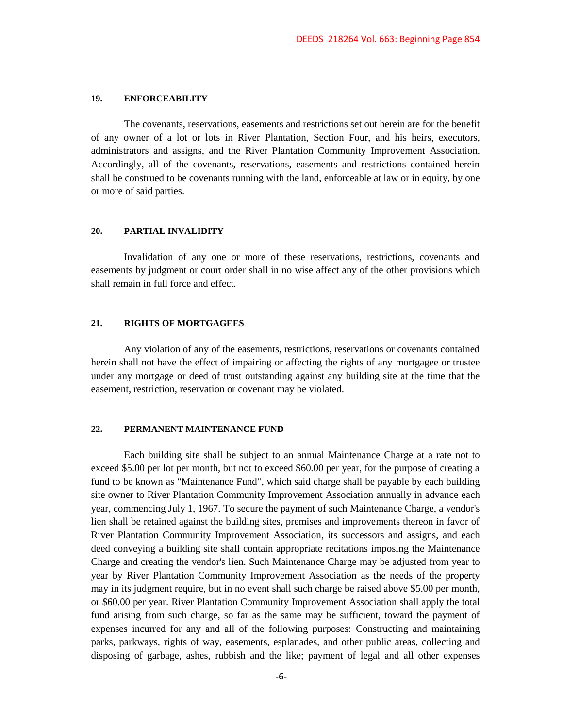**19. ENFORCEABILITY**

The covenants, reservations, easements and restrictions set out herein are for the benefit of any owner of a lot or lots in River Plantation, Section Four, and his heirs, executors, administrators and assigns, and the River Plantation Community Improvement Association. Accordingly, all of the covenants, reservations, easements and restrictions contained herein shall be construed to be covenants running with the land, enforceable at law or in equity, by one or more of said parties.

**20. PARTIAL INVALIDITY**

Invalidation of any one or more of these reservations, restrictions, covenants and easements by judgment or court order shall in no wise affect any of the other provisions which shall remain in full force and effect.

**21. RIGHTS OF MORTGAGEES**

Any violation of any of the easements, restrictions, reservations or covenants contained herein shall not have the effect of impairing or affecting the rights of any mortgagee or trustee under any mortgage or deed of trust outstanding against any building site at the time that the easement, restriction, reservation or covenant may be violated.

**22. PERMANENT MAINTENANCE FUND**

Each building site shall be subject to an annual Maintenance Charge at a rate not to exceed $5.00 per lot per month, but not to exceed $60.00 per year, for the purpose of creating a fund to be known as "Maintenance Fund", which said charge shall be payable by each building site owner to River Plantation Community Improvement Association annually in advance each year, commencing July 1, 1967. To secure the payment of such Maintenance Charge, a vendor's lien shall be retained against the building sites, premises and improvements thereon in favor of River Plantation Community Improvement Association, its successors and assigns, and each deed conveying a building site shall contain appropriate recitations imposing the Maintenance Charge and creating the vendor's lien. Such Maintenance Charge may be adjusted from year to year by River Plantation Community Improvement Association as the needs of the property may in its judgment require, but in no event shall such charge be raised above $5.00 per month, or $60.00 per year. River Plantation Community Improvement Association shall apply the total fund arising from such charge, so far as the same may be sufficient, toward the payment of expenses incurred for any and all of the following purposes: Constructing and maintaining parks, parkways, rights of way, easements, esplanades, and other public areas, collecting and disposing of garbage, ashes, rubbish and the like; payment of legal and all other expenses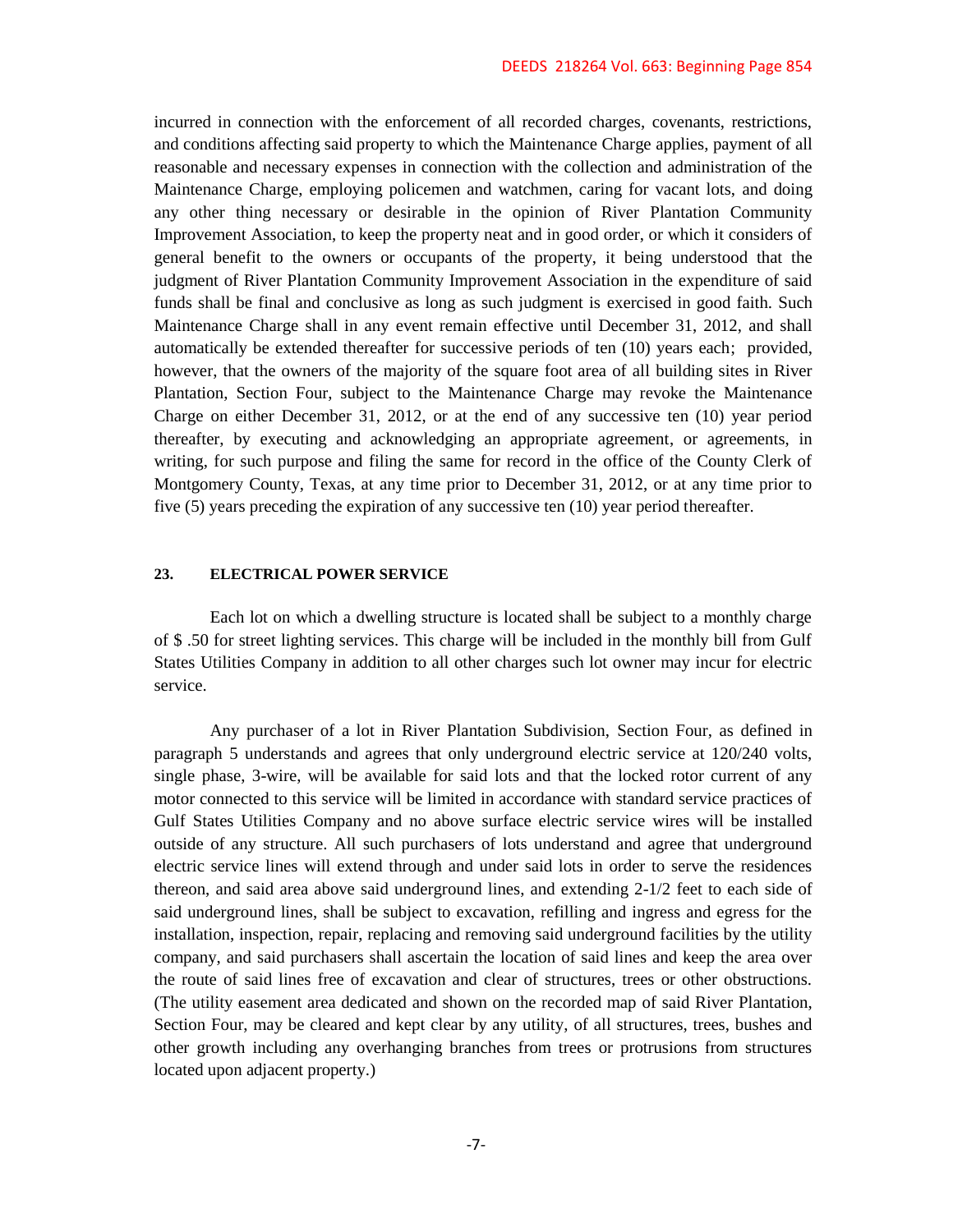incurred in connection with the enforcement of all recorded charges, covenants, restrictions, and conditions affecting said property to which the Maintenance Charge applies, payment of all reasonable and necessary expenses in connection with the collection and administration of the Maintenance Charge, employing policemen and watchmen, caring for vacant lots, and doing any other thing necessary or desirable in the opinion of River Plantation Community Improvement Association, to keep the property neat and in good order, or which it considers of general benefit to the owners or occupants of the property, it being understood that the judgment of River Plantation Community Improvement Association in the expenditure of said funds shall be final and conclusive as long as such judgment is exercised in good faith. Such Maintenance Charge shall in any event remain effective until December 31, 2012, and shall automatically be extended thereafter for successive periods of ten (10) years each; provided, however, that the owners of the majority of the square foot area of all building sites in River Plantation, Section Four, subject to the Maintenance Charge may revoke the Maintenance Charge on either December 31, 2012, or at the end of any successive ten (10) year period thereafter, by executing and acknowledging an appropriate agreement, or agreements, in writing, for such purpose and filing the same for record in the office of the County Clerk of Montgomery County, Texas, at any time prior to December 31, 2012, or at any time prior to five (5) years preceding the expiration of any successive ten (10) year period thereafter.

**23. ELECTRICAL POWER SERVICE**

Each lot on which a dwelling structure is located shall be subject to a monthly charge of $ .50 for street lighting services. This charge will be included in the monthly bill from Gulf States Utilities Company in addition to all other charges such lot owner may incur for electric service.

Any purchaser of a lot in River Plantation Subdivision, Section Four, as defined in paragraph 5 understands and agrees that only underground electric service at 120/240 volts, single phase, 3-wire, will be available for said lots and that the locked rotor current of any motor connected to this service will be limited in accordance with standard service practices of Gulf States Utilities Company and no above surface electric service wires will be installed outside of any structure. All such purchasers of lots understand and agree that underground electric service lines will extend through and under said lots in order to serve the residences thereon, and said area above said underground lines, and extending 2-1/2 feet to each side of said underground lines, shall be subject to excavation, refilling and ingress and egress for the installation, inspection, repair, replacing and removing said underground facilities by the utility company, and said purchasers shall ascertain the location of said lines and keep the area over the route of said lines free of excavation and clear of structures, trees or other obstructions. (The utility easement area dedicated and shown on the recorded map of said River Plantation, Section Four, may be cleared and kept clear by any utility, of all structures, trees, bushes and other growth including any overhanging branches from trees or protrusions from structures located upon adjacent property.)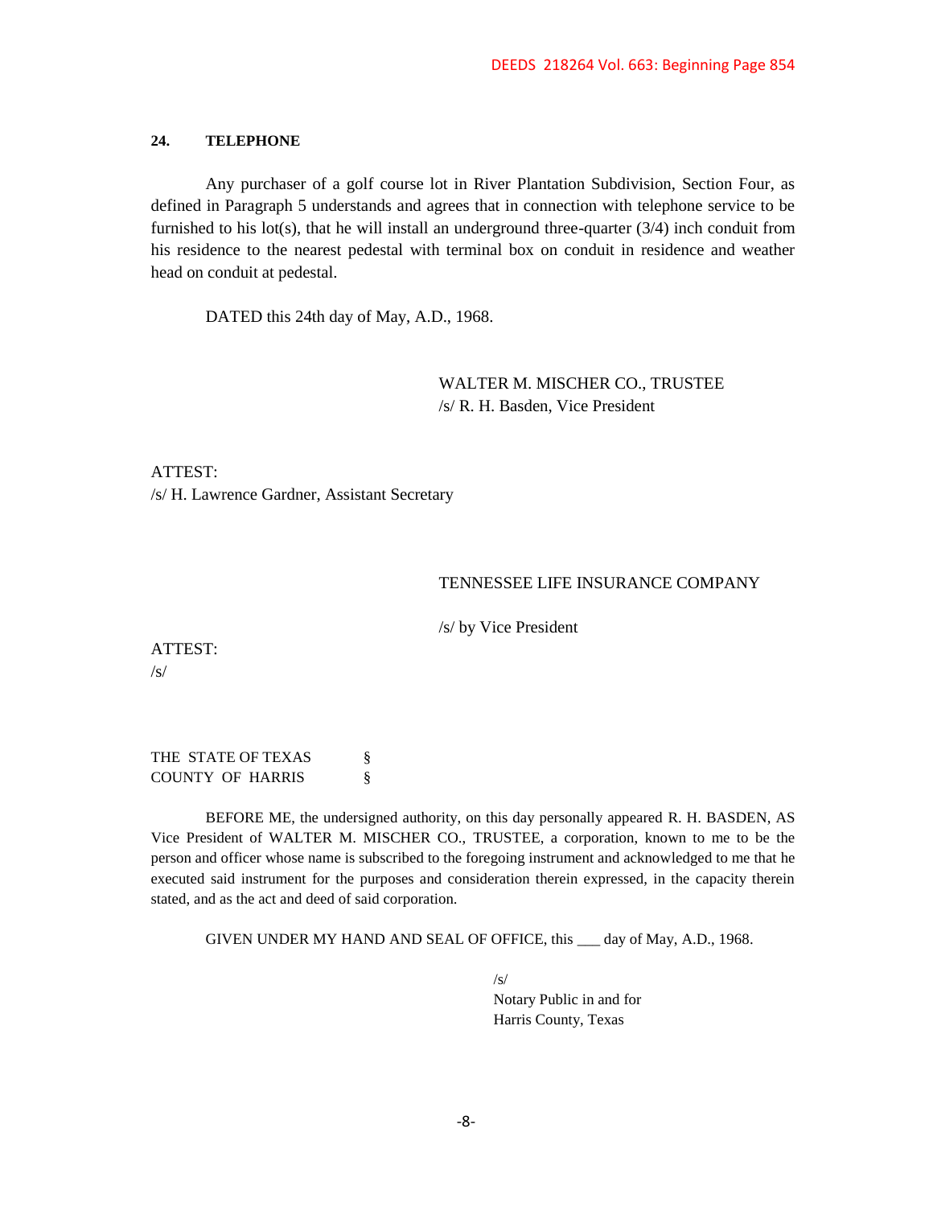## 24. TELEPHONE

Any purchaser of a golf course lot in River Plantation Subdivision, Section Four, as defined in Paragraph 5 understands and agrees that in connection with telephone service to be furnished to his lot(s), that he will install an underground three-quarter (3/4) inch conduit from his residence to the nearest pedestal with terminal box on conduit in residence and weather head on conduit at pedestal.

DATED this 24th day of May, A.D., 1968.

WALTER M. MISCHER CO., TRUSTEE
/s/ R. H. Basden, Vice President

ATTEST:
/s/ H. Lawrence Gardner, Assistant Secretary

TENNESSEE LIFE INSURANCE COMPANY

/s/ by Vice President

ATTEST:
/s/

THE STATE OF TEXAS §
COUNTY OF HARRIS §

BEFORE ME, the undersigned authority, on this day personally appeared R. H. BASDEN, AS Vice President of WALTER M. MISCHER CO., TRUSTEE, a corporation, known to me to be the person and officer whose name is subscribed to the foregoing instrument and acknowledged to me that he executed said instrument for the purposes and consideration therein expressed, in the capacity therein stated, and as the act and deed of said corporation.

GIVEN UNDER MY HAND AND SEAL OF OFFICE, this ___ day of May, A.D., 1968.

/s/
Notary Public in and for
Harris County, Texas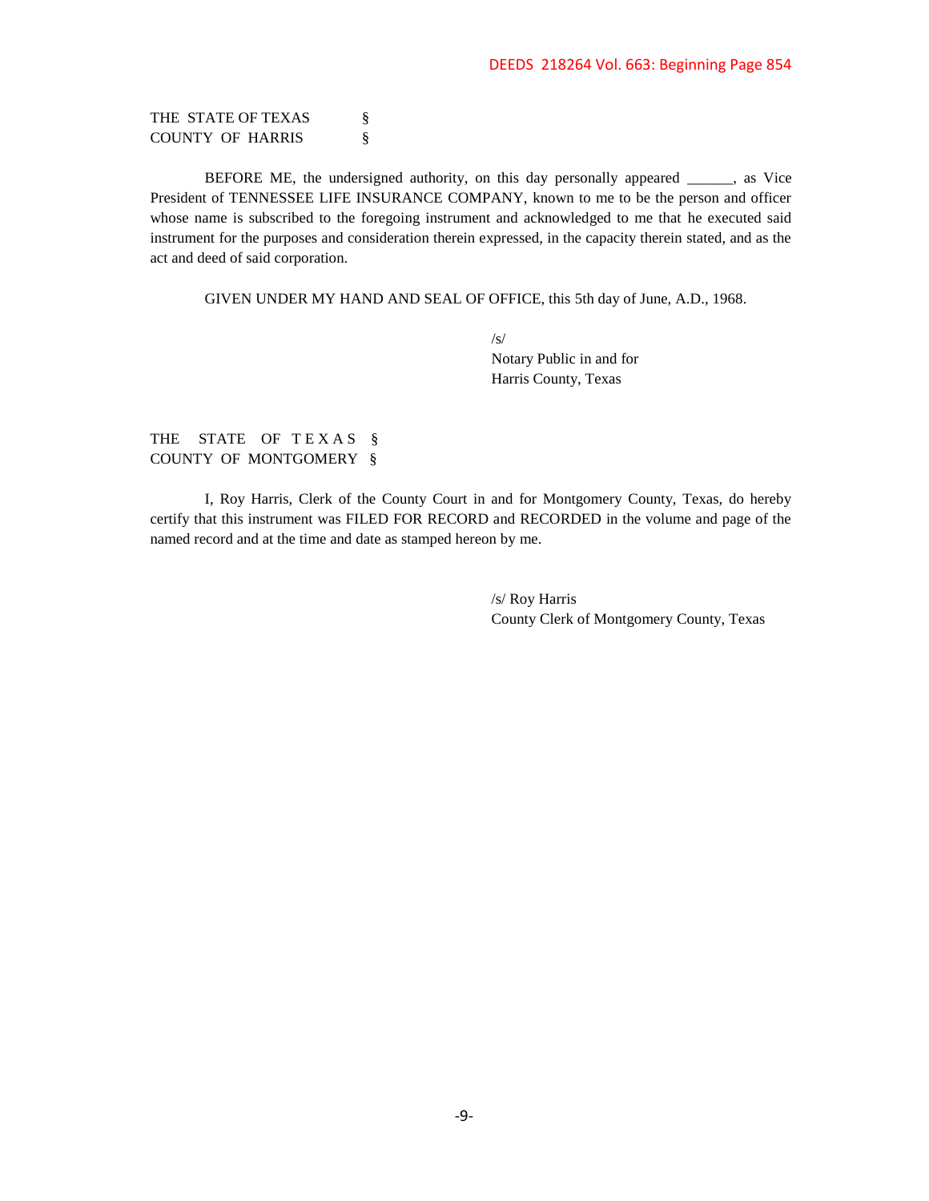DEEDS 218264 Vol. 663: Beginning Page 854

THE STATE OF TEXAS §
COUNTY OF HARRIS §

BEFORE ME, the undersigned authority, on this day personally appeared ______, as Vice President of TENNESSEE LIFE INSURANCE COMPANY, known to me to be the person and officer whose name is subscribed to the foregoing instrument and acknowledged to me that he executed said instrument for the purposes and consideration therein expressed, in the capacity therein stated, and as the act and deed of said corporation.

GIVEN UNDER MY HAND AND SEAL OF OFFICE, this 5th day of June, A.D., 1968.

/s/
Notary Public in and for
Harris County, Texas

THE STATE OF TEXAS §
COUNTY OF MONTGOMERY §

I, Roy Harris, Clerk of the County Court in and for Montgomery County, Texas, do hereby certify that this instrument was FILED FOR RECORD and RECORDED in the volume and page of the named record and at the time and date as stamped hereon by me.

/s/ Roy Harris
County Clerk of Montgomery County, Texas